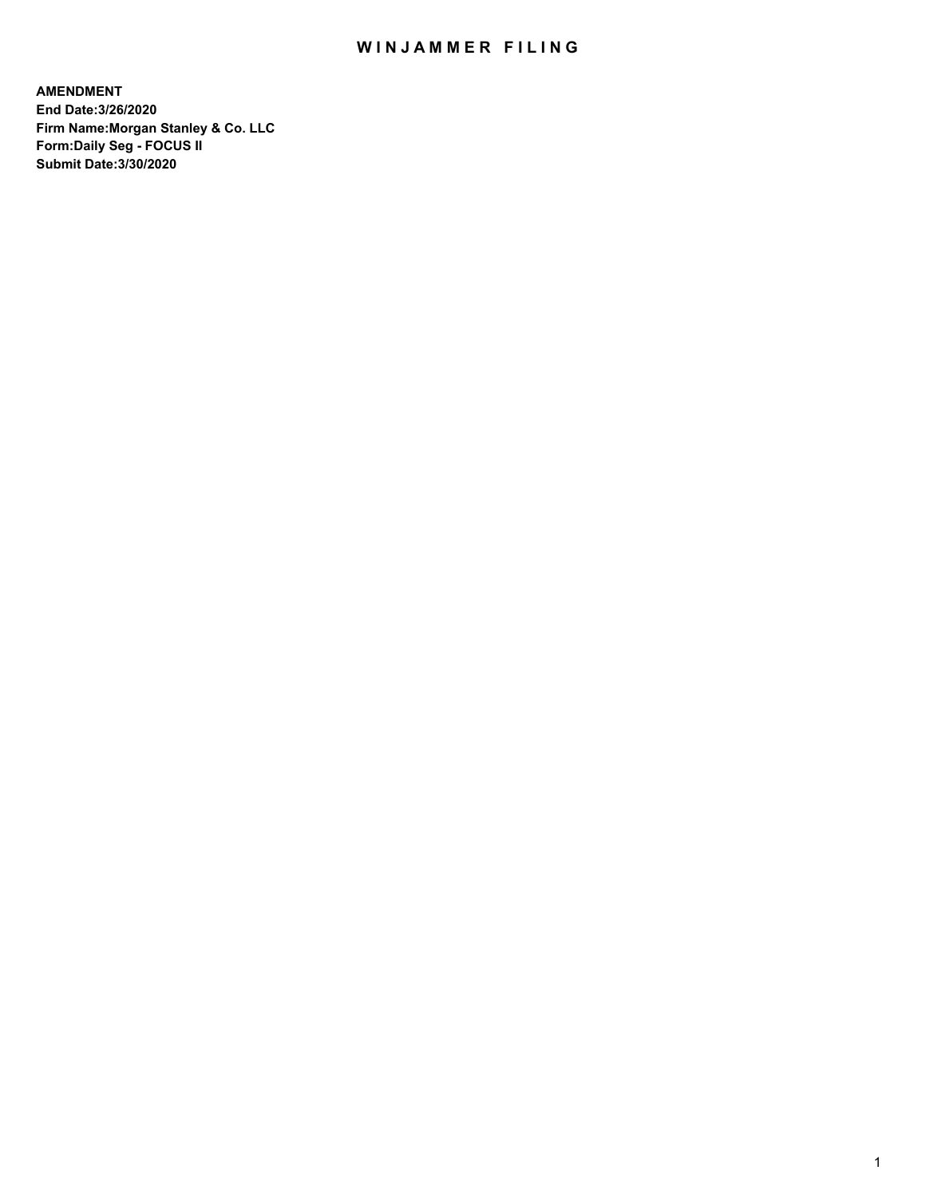# WINJAMMER FILING

**AMENDMENT**
**End Date:3/26/2020**
**Firm Name:Morgan Stanley & Co. LLC**
**Form:Daily Seg - FOCUS II**
**Submit Date:3/30/2020**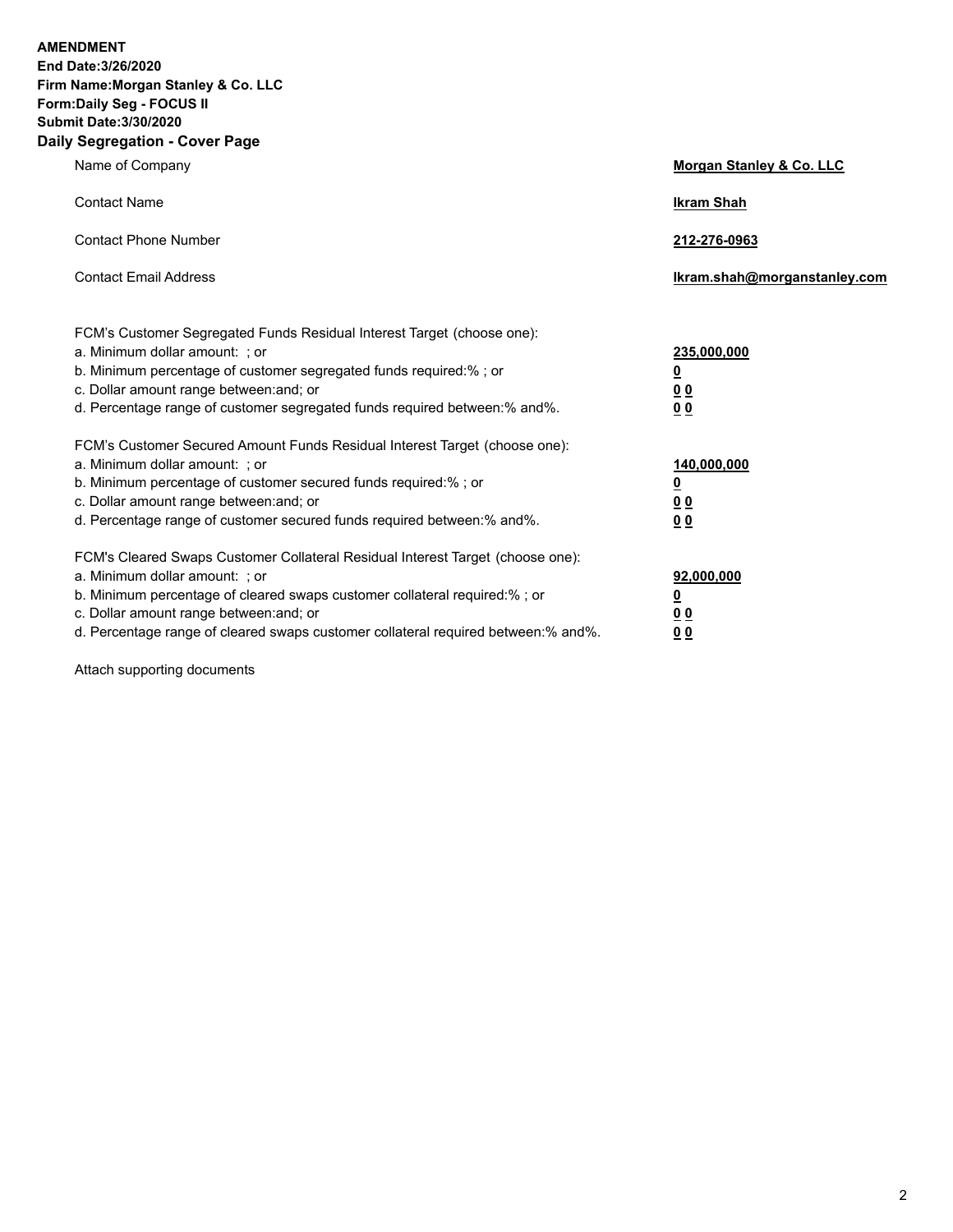**AMENDMENT**
**End Date:3/26/2020**
**Firm Name:Morgan Stanley & Co. LLC**
**Form:Daily Seg - FOCUS II**
**Submit Date:3/30/2020**

## Daily Segregation - Cover Page

| | |
|---|---|
| Name of Company | **Morgan Stanley & Co. LLC** |
| Contact Name | **Ikram Shah** |
| Contact Phone Number | **212-276-0963** |
| Contact Email Address | **Ikram.shah@morganstanley.com** |

| | |
|---|---|
| FCM's Customer Segregated Funds Residual Interest Target (choose one): | |
| a. Minimum dollar amount: ; or | **235,000,000** |
| b. Minimum percentage of customer segregated funds required:% ; or | **0** |
| c. Dollar amount range between:and; or | **0 0** |
| d. Percentage range of customer segregated funds required between:% and%. | **0 0** |
| FCM's Customer Secured Amount Funds Residual Interest Target (choose one): | |
| a. Minimum dollar amount: ; or | **140,000,000** |
| b. Minimum percentage of customer secured funds required:% ; or | **0** |
| c. Dollar amount range between:and; or | **0 0** |
| d. Percentage range of customer secured funds required between:% and%. | **0 0** |
| FCM's Cleared Swaps Customer Collateral Residual Interest Target (choose one): | |
| a. Minimum dollar amount: ; or | **92,000,000** |
| b. Minimum percentage of cleared swaps customer collateral required:% ; or | **0** |
| c. Dollar amount range between:and; or | **0 0** |
| d. Percentage range of cleared swaps customer collateral required between:% and%. | **0 0** |

Attach supporting documents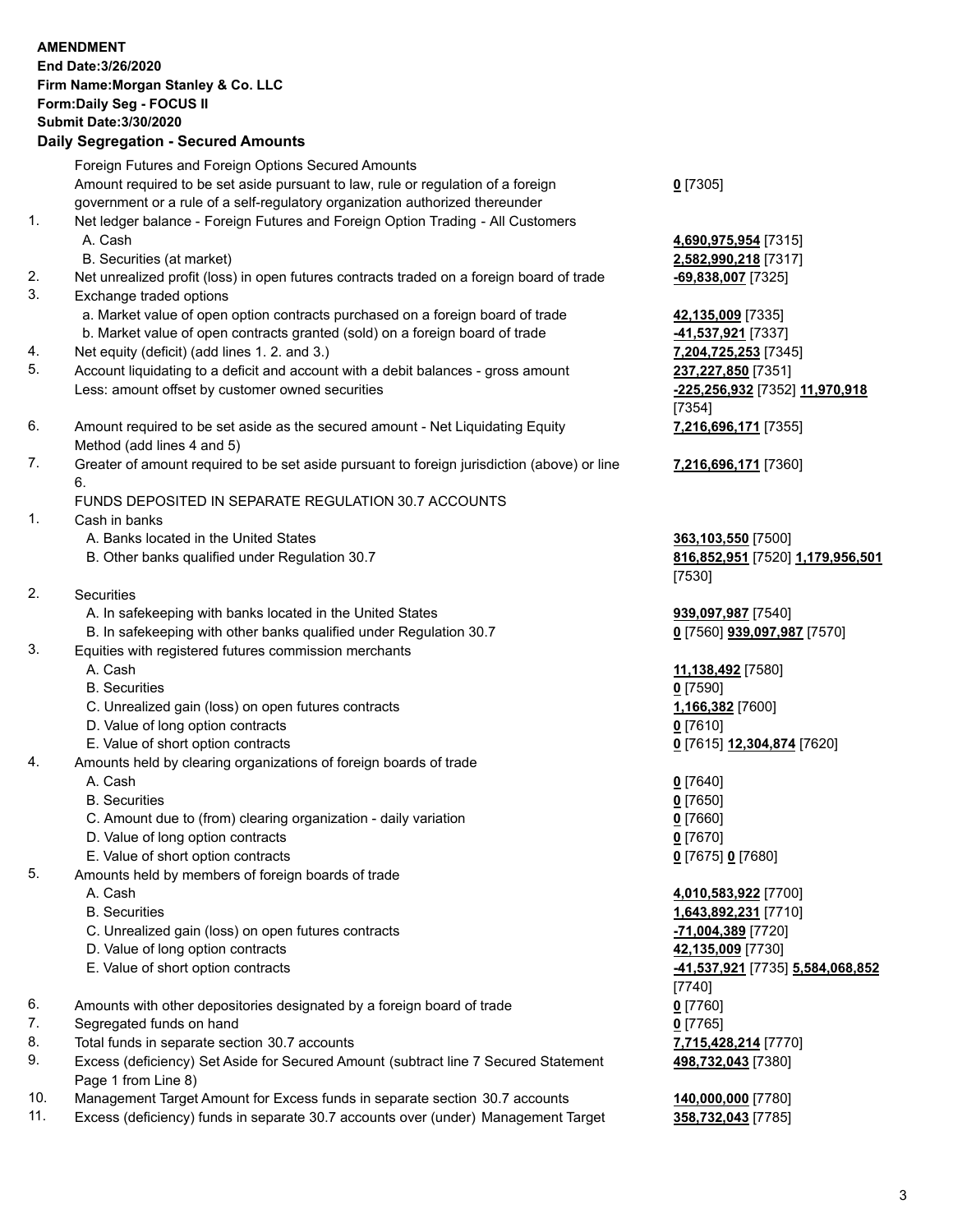**AMENDMENT**
**End Date:3/26/2020**
**Firm Name:Morgan Stanley & Co. LLC**
**Form:Daily Seg - FOCUS II**
**Submit Date:3/30/2020**

## Daily Segregation - Secured Amounts

| | | |
|---|---|---|
| | Foreign Futures and Foreign Options Secured Amounts | |
| | Amount required to be set aside pursuant to law, rule or regulation of a foreign government or a rule of a self-regulatory organization authorized thereunder | **0** [7305] |
| 1. | Net ledger balance - Foreign Futures and Foreign Option Trading - All Customers | |
| | A. Cash | **4,690,975,954** [7315] |
| | B. Securities (at market) | **2,582,990,218** [7317] |
| 2. | Net unrealized profit (loss) in open futures contracts traded on a foreign board of trade | **-69,838,007** [7325] |
| 3. | Exchange traded options | |
| | a. Market value of open option contracts purchased on a foreign board of trade | **42,135,009** [7335] |
| | b. Market value of open contracts granted (sold) on a foreign board of trade | **-41,537,921** [7337] |
| 4. | Net equity (deficit) (add lines 1. 2. and 3.) | **7,204,725,253** [7345] |
| 5. | Account liquidating to a deficit and account with a debit balances - gross amount | **237,227,850** [7351] |
| | Less: amount offset by customer owned securities | **-225,256,932** [7352] **11,970,918** [7354] |
| 6. | Amount required to be set aside as the secured amount - Net Liquidating Equity Method (add lines 4 and 5) | **7,216,696,171** [7355] |
| 7. | Greater of amount required to be set aside pursuant to foreign jurisdiction (above) or line 6. | **7,216,696,171** [7360] |
| | FUNDS DEPOSITED IN SEPARATE REGULATION 30.7 ACCOUNTS | |
| 1. | Cash in banks | |
| | A. Banks located in the United States | **363,103,550** [7500] |
| | B. Other banks qualified under Regulation 30.7 | **816,852,951** [7520] **1,179,956,501** [7530] |
| 2. | Securities | |
| | A. In safekeeping with banks located in the United States | **939,097,987** [7540] |
| | B. In safekeeping with other banks qualified under Regulation 30.7 | **0** [7560] **939,097,987** [7570] |
| 3. | Equities with registered futures commission merchants | |
| | A. Cash | **11,138,492** [7580] |
| | B. Securities | **0** [7590] |
| | C. Unrealized gain (loss) on open futures contracts | **1,166,382** [7600] |
| | D. Value of long option contracts | **0** [7610] |
| | E. Value of short option contracts | **0** [7615] **12,304,874** [7620] |
| 4. | Amounts held by clearing organizations of foreign boards of trade | |
| | A. Cash | **0** [7640] |
| | B. Securities | **0** [7650] |
| | C. Amount due to (from) clearing organization - daily variation | **0** [7660] |
| | D. Value of long option contracts | **0** [7670] |
| | E. Value of short option contracts | **0** [7675] **0** [7680] |
| 5. | Amounts held by members of foreign boards of trade | |
| | A. Cash | **4,010,583,922** [7700] |
| | B. Securities | **1,643,892,231** [7710] |
| | C. Unrealized gain (loss) on open futures contracts | **-71,004,389** [7720] |
| | D. Value of long option contracts | **42,135,009** [7730] |
| | E. Value of short option contracts | **-41,537,921** [7735] **5,584,068,852** [7740] |
| 6. | Amounts with other depositories designated by a foreign board of trade | **0** [7760] |
| 7. | Segregated funds on hand | **0** [7765] |
| 8. | Total funds in separate section 30.7 accounts | **7,715,428,214** [7770] |
| 9. | Excess (deficiency) Set Aside for Secured Amount (subtract line 7 Secured Statement Page 1 from Line 8) | **498,732,043** [7380] |
| 10. | Management Target Amount for Excess funds in separate section 30.7 accounts | **140,000,000** [7780] |
| 11. | Excess (deficiency) funds in separate 30.7 accounts over (under) Management Target | **358,732,043** [7785] |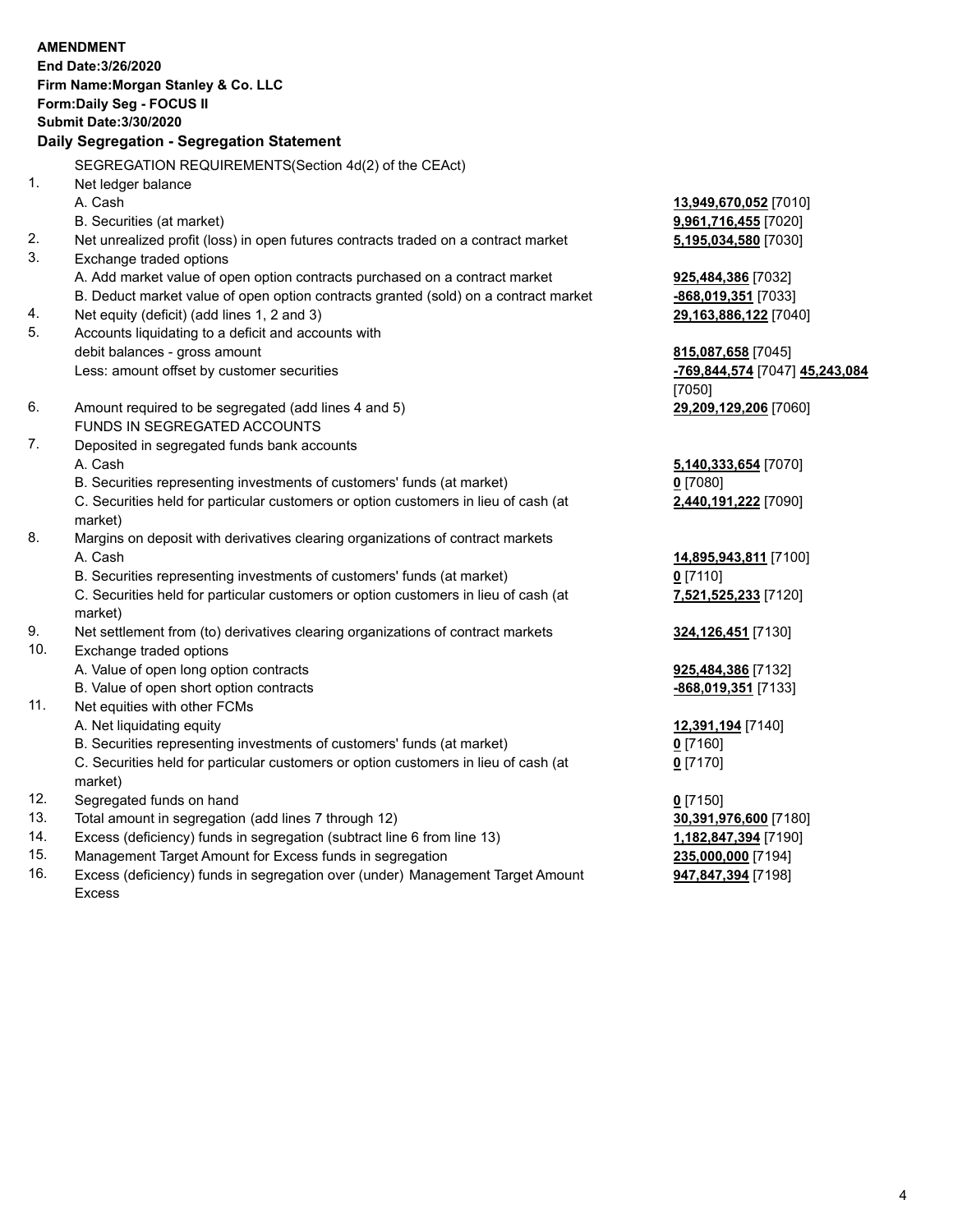**AMENDMENT**
**End Date:3/26/2020**
**Firm Name:Morgan Stanley & Co. LLC**
**Form:Daily Seg - FOCUS II**
**Submit Date:3/30/2020**

### Daily Segregation - Segregation Statement

| | | |
|---|---|---|
| | SEGREGATION REQUIREMENTS(Section 4d(2) of the CEAct) | |
| 1. | Net ledger balance | |
| | A. Cash | **13,949,670,052** [7010] |
| | B. Securities (at market) | **9,961,716,455** [7020] |
| 2. | Net unrealized profit (loss) in open futures contracts traded on a contract market | **5,195,034,580** [7030] |
| 3. | Exchange traded options | |
| | A. Add market value of open option contracts purchased on a contract market | **925,484,386** [7032] |
| | B. Deduct market value of open option contracts granted (sold) on a contract market | **-868,019,351** [7033] |
| 4. | Net equity (deficit) (add lines 1, 2 and 3) | **29,163,886,122** [7040] |
| 5. | Accounts liquidating to a deficit and accounts with debit balances - gross amount | **815,087,658** [7045] |
| | Less: amount offset by customer securities | **-769,844,574** [7047] **45,243,084** [7050] |
| 6. | Amount required to be segregated (add lines 4 and 5) | **29,209,129,206** [7060] |
| | FUNDS IN SEGREGATED ACCOUNTS | |
| 7. | Deposited in segregated funds bank accounts | |
| | A. Cash | **5,140,333,654** [7070] |
| | B. Securities representing investments of customers' funds (at market) | **0** [7080] |
| | C. Securities held for particular customers or option customers in lieu of cash (at market) | **2,440,191,222** [7090] |
| 8. | Margins on deposit with derivatives clearing organizations of contract markets | |
| | A. Cash | **14,895,943,811** [7100] |
| | B. Securities representing investments of customers' funds (at market) | **0** [7110] |
| | C. Securities held for particular customers or option customers in lieu of cash (at market) | **7,521,525,233** [7120] |
| 9. | Net settlement from (to) derivatives clearing organizations of contract markets | **324,126,451** [7130] |
| 10. | Exchange traded options | |
| | A. Value of open long option contracts | **925,484,386** [7132] |
| | B. Value of open short option contracts | **-868,019,351** [7133] |
| 11. | Net equities with other FCMs | |
| | A. Net liquidating equity | **12,391,194** [7140] |
| | B. Securities representing investments of customers' funds (at market) | **0** [7160] |
| | C. Securities held for particular customers or option customers in lieu of cash (at market) | **0** [7170] |
| 12. | Segregated funds on hand | **0** [7150] |
| 13. | Total amount in segregation (add lines 7 through 12) | **30,391,976,600** [7180] |
| 14. | Excess (deficiency) funds in segregation (subtract line 6 from line 13) | **1,182,847,394** [7190] |
| 15. | Management Target Amount for Excess funds in segregation | **235,000,000** [7194] |
| 16. | Excess (deficiency) funds in segregation over (under) Management Target Amount Excess | **947,847,394** [7198] |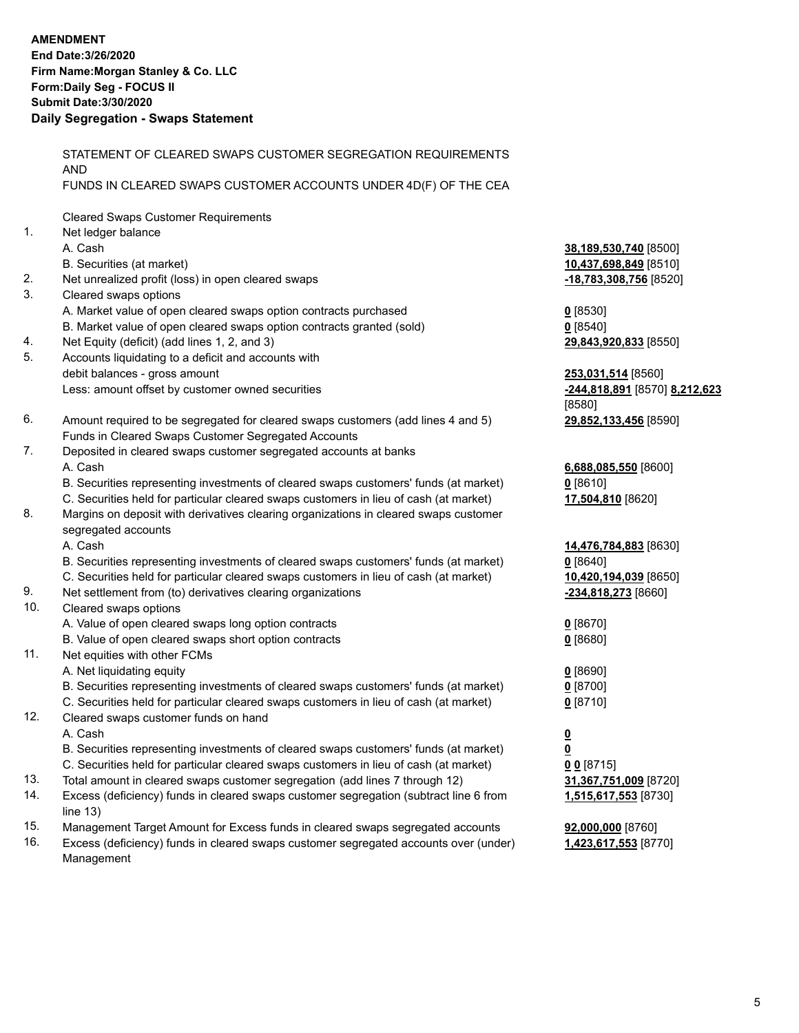**AMENDMENT**
**End Date:3/26/2020**
**Firm Name:Morgan Stanley & Co. LLC**
**Form:Daily Seg - FOCUS II**
**Submit Date:3/30/2020**
**Daily Segregation - Swaps Statement**

STATEMENT OF CLEARED SWAPS CUSTOMER SEGREGATION REQUIREMENTS AND FUNDS IN CLEARED SWAPS CUSTOMER ACCOUNTS UNDER 4D(F) OF THE CEA

| | | |
|---|---|---|
| | Cleared Swaps Customer Requirements | |
| 1. | Net ledger balance | |
| | A. Cash | **38,189,530,740** [8500] |
| | B. Securities (at market) | **10,437,698,849** [8510] |
| 2. | Net unrealized profit (loss) in open cleared swaps | **-18,783,308,756** [8520] |
| 3. | Cleared swaps options | |
| | A. Market value of open cleared swaps option contracts purchased | **0** [8530] |
| | B. Market value of open cleared swaps option contracts granted (sold) | **0** [8540] |
| 4. | Net Equity (deficit) (add lines 1, 2, and 3) | **29,843,920,833** [8550] |
| 5. | Accounts liquidating to a deficit and accounts with debit balances - gross amount | **253,031,514** [8560] |
| | Less: amount offset by customer owned securities | **-244,818,891** [8570] **8,212,623** [8580] |
| 6. | Amount required to be segregated for cleared swaps customers (add lines 4 and 5) | **29,852,133,456** [8590] |
| | Funds in Cleared Swaps Customer Segregated Accounts | |
| 7. | Deposited in cleared swaps customer segregated accounts at banks | |
| | A. Cash | **6,688,085,550** [8600] |
| | B. Securities representing investments of cleared swaps customers' funds (at market) | **0** [8610] |
| | C. Securities held for particular cleared swaps customers in lieu of cash (at market) | **17,504,810** [8620] |
| 8. | Margins on deposit with derivatives clearing organizations in cleared swaps customer segregated accounts | |
| | A. Cash | **14,476,784,883** [8630] |
| | B. Securities representing investments of cleared swaps customers' funds (at market) | **0** [8640] |
| | C. Securities held for particular cleared swaps customers in lieu of cash (at market) | **10,420,194,039** [8650] |
| 9. | Net settlement from (to) derivatives clearing organizations | **-234,818,273** [8660] |
| 10. | Cleared swaps options | |
| | A. Value of open cleared swaps long option contracts | **0** [8670] |
| | B. Value of open cleared swaps short option contracts | **0** [8680] |
| 11. | Net equities with other FCMs | |
| | A. Net liquidating equity | **0** [8690] |
| | B. Securities representing investments of cleared swaps customers' funds (at market) | **0** [8700] |
| | C. Securities held for particular cleared swaps customers in lieu of cash (at market) | **0** [8710] |
| 12. | Cleared swaps customer funds on hand | |
| | A. Cash | **0** |
| | B. Securities representing investments of cleared swaps customers' funds (at market) | **0** |
| | C. Securities held for particular cleared swaps customers in lieu of cash (at market) | **0** **0** [8715] |
| 13. | Total amount in cleared swaps customer segregation (add lines 7 through 12) | **31,367,751,009** [8720] |
| 14. | Excess (deficiency) funds in cleared swaps customer segregation (subtract line 6 from line 13) | **1,515,617,553** [8730] |
| 15. | Management Target Amount for Excess funds in cleared swaps segregated accounts | **92,000,000** [8760] |
| 16. | Excess (deficiency) funds in cleared swaps customer segregated accounts over (under) Management | **1,423,617,553** [8770] |